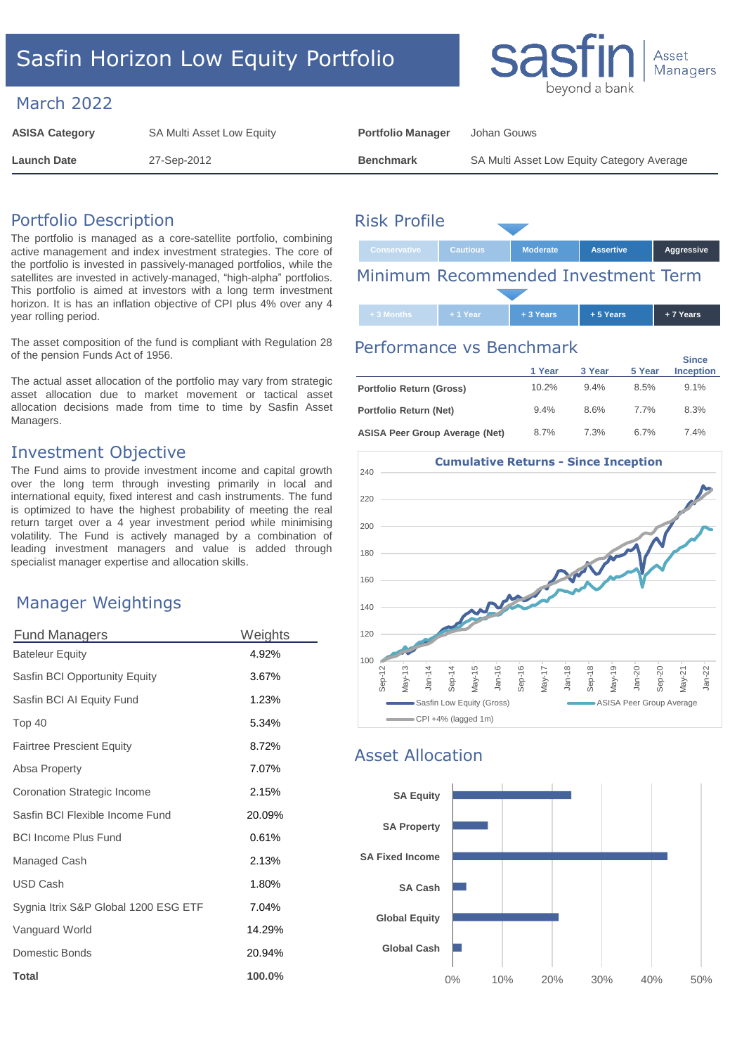# Sasfin Horizon Low Equity Portfolio

sasfin beyond a bank | Asset Managers

## March 2022

| ASISA Category | SA Multi Asset Low Equity | Portfolio Manager | Johan Gouws |
|---|---|---|---|
| **Launch Date** | 27-Sep-2012 | **Benchmark** | SA Multi Asset Low Equity Category Average |

## Portfolio Description

The portfolio is managed as a core-satellite portfolio, combining active management and index investment strategies. The core of the portfolio is invested in passively-managed portfolios, while the satellites are invested in actively-managed, "high-alpha" portfolios. This portfolio is aimed at investors with a long term investment horizon. It is has an inflation objective of CPI plus 4% over any 4 year rolling period.

The asset composition of the fund is compliant with Regulation 28 of the pension Funds Act of 1956.

The actual asset allocation of the portfolio may vary from strategic asset allocation due to market movement or tactical asset allocation decisions made from time to time by Sasfin Asset Managers.

## Investment Objective

The Fund aims to provide investment income and capital growth over the long term through investing primarily in local and international equity, fixed interest and cash instruments. The fund is optimized to have the highest probability of meeting the real return target over a 4 year investment period while minimising volatility. The Fund is actively managed by a combination of leading investment managers and value is added through specialist manager expertise and allocation skills.

## Manager Weightings

| Fund Managers | Weights |
|---|---|
| Bateleur Equity | 4.92% |
| Sasfin BCI Opportunity Equity | 3.67% |
| Sasfin BCI AI Equity Fund | 1.23% |
| Top 40 | 5.34% |
| Fairtree Prescient Equity | 8.72% |
| Absa Property | 7.07% |
| Coronation Strategic Income | 2.15% |
| Sasfin BCI Flexible Income Fund | 20.09% |
| BCI Income Plus Fund | 0.61% |
| Managed Cash | 2.13% |
| USD Cash | 1.80% |
| Sygnia Itrix S&P Global 1200 ESG ETF | 7.04% |
| Vanguard World | 14.29% |
| Domestic Bonds | 20.94% |
| **Total** | **100.0%** |

## Risk Profile

Conservative | Cautious | **Moderate** | Assertive | Aggressive

## Minimum Recommended Investment Term

+ 3 Months | + 1 Year | **+ 3 Years** | + 5 Years | + 7 Years

## Performance vs Benchmark

| | 1 Year | 3 Year | 5 Year | Since Inception |
|---|---|---|---|---|
| **Portfolio Return (Gross)** | 10.2% | 9.4% | 8.5% | 9.1% |
| **Portfolio Return (Net)** | 9.4% | 8.6% | 7.7% | 8.3% |
| **ASISA Peer Group Average (Net)** | 8.7% | 7.3% | 6.7% | 7.4% |

**Cumulative Returns - Since Inception**

Legend: Sasfin Low Equity (Gross); ASISA Peer Group Average; CPI +4% (lagged 1m)

## Asset Allocation

| Asset Class | Approx. Allocation |
|---|---|
| SA Equity | ~24% |
| SA Property | ~7% |
| SA Fixed Income | ~43% |
| SA Cash | ~2.5% |
| Global Equity | ~21% |
| Global Cash | ~1.5% |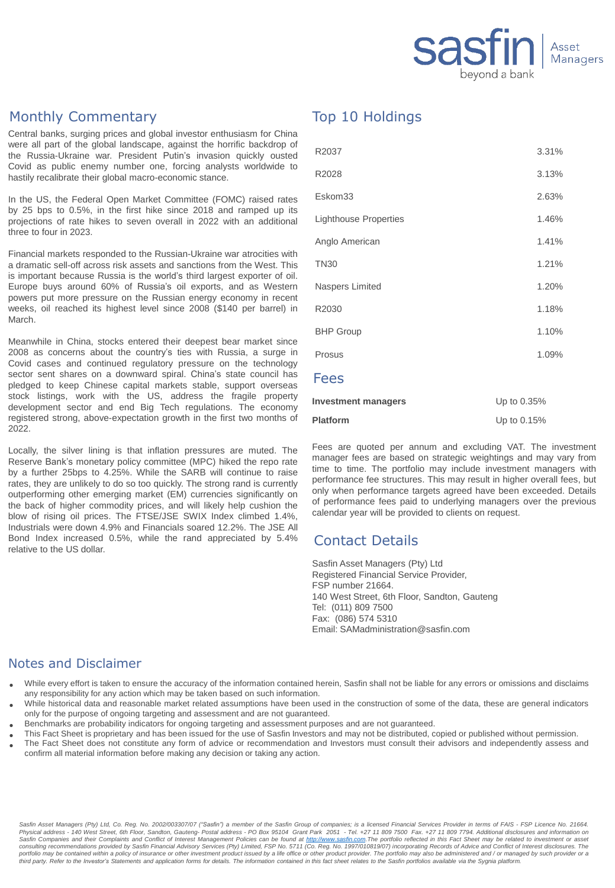## Monthly Commentary

Central banks, surging prices and global investor enthusiasm for China were all part of the global landscape, against the horrific backdrop of the Russia-Ukraine war. President Putin's invasion quickly ousted Covid as public enemy number one, forcing analysts worldwide to hastily recalibrate their global macro-economic stance.

In the US, the Federal Open Market Committee (FOMC) raised rates by 25 bps to 0.5%, in the first hike since 2018 and ramped up its projections of rate hikes to seven overall in 2022 with an additional three to four in 2023.

Financial markets responded to the Russian-Ukraine war atrocities with a dramatic sell-off across risk assets and sanctions from the West. This is important because Russia is the world's third largest exporter of oil. Europe buys around 60% of Russia's oil exports, and as Western powers put more pressure on the Russian energy economy in recent weeks, oil reached its highest level since 2008 ($140 per barrel) in March.

Meanwhile in China, stocks entered their deepest bear market since 2008 as concerns about the country's ties with Russia, a surge in Covid cases and continued regulatory pressure on the technology sector sent shares on a downward spiral. China's state council has pledged to keep Chinese capital markets stable, support overseas stock listings, work with the US, address the fragile property development sector and end Big Tech regulations. The economy registered strong, above-expectation growth in the first two months of 2022.

Locally, the silver lining is that inflation pressures are muted. The Reserve Bank's monetary policy committee (MPC) hiked the repo rate by a further 25bps to 4.25%. While the SARB will continue to raise rates, they are unlikely to do so too quickly. The strong rand is currently outperforming other emerging market (EM) currencies significantly on the back of higher commodity prices, and will likely help cushion the blow of rising oil prices. The FTSE/JSE SWIX Index climbed 1.4%, Industrials were down 4.9% and Financials soared 12.2%. The JSE All Bond Index increased 0.5%, while the rand appreciated by 5.4% relative to the US dollar.

## Top 10 Holdings

| | |
|---|---|
| R2037 | 3.31% |
| R2028 | 3.13% |
| Eskom33 | 2.63% |
| Lighthouse Properties | 1.46% |
| Anglo American | 1.41% |
| TN30 | 1.21% |
| Naspers Limited | 1.20% |
| R2030 | 1.18% |
| BHP Group | 1.10% |
| Prosus | 1.09% |

## Fees

| | |
|---|---|
| **Investment managers** | Up to 0.35% |
| **Platform** | Up to 0.15% |

Fees are quoted per annum and excluding VAT. The investment manager fees are based on strategic weightings and may vary from time to time. The portfolio may include investment managers with performance fee structures. This may result in higher overall fees, but only when performance targets agreed have been exceeded. Details of performance fees paid to underlying managers over the previous calendar year will be provided to clients on request.

## Contact Details

Sasfin Asset Managers (Pty) Ltd
Registered Financial Service Provider,
FSP number 21664.
140 West Street, 6th Floor, Sandton, Gauteng
Tel: (011) 809 7500
Fax: (086) 574 5310
Email: SAMadministration@sasfin.com

## Notes and Disclaimer

- While every effort is taken to ensure the accuracy of the information contained herein, Sasfin shall not be liable for any errors or omissions and disclaims any responsibility for any action which may be taken based on such information.
- While historical data and reasonable market related assumptions have been used in the construction of some of the data, these are general indicators only for the purpose of ongoing targeting and assessment and are not guaranteed.
- Benchmarks are probability indicators for ongoing targeting and assessment purposes and are not guaranteed.
- This Fact Sheet is proprietary and has been issued for the use of Sasfin Investors and may not be distributed, copied or published without permission.
- The Fact Sheet does not constitute any form of advice or recommendation and Investors must consult their advisors and independently assess and confirm all material information before making any decision or taking any action.

*Sasfin Asset Managers (Pty) Ltd, Co. Reg. No. 2002/003307/07 ("Sasfin") a member of the Sasfin Group of companies; is a licensed Financial Services Provider in terms of FAIS - FSP Licence No. 21664. Physical address - 140 West Street, 6th Floor, Sandton, Gauteng- Postal address - PO Box 95104 Grant Park 2051 - Tel. +27 11 809 7500 Fax. +27 11 809 7794. Additional disclosures and information on Sasfin Companies and their Complaints and Conflict of Interest Management Policies can be found at http://www.sasfin.com.The portfolio reflected in this Fact Sheet may be related to investment or asset consulting recommendations provided by Sasfin Financial Advisory Services (Pty) Limited, FSP No. 5711 (Co. Reg. No. 1997/010819/07) incorporating Records of Advice and Conflict of Interest disclosures. The portfolio may be contained within a policy of insurance or other investment product issued by a life office or other product provider. The portfolio may also be administered and / or managed by such provider or a third party. Refer to the Investor's Statements and application forms for details. The information contained in this fact sheet relates to the Sasfin portfolios available via the Sygnia platform.*